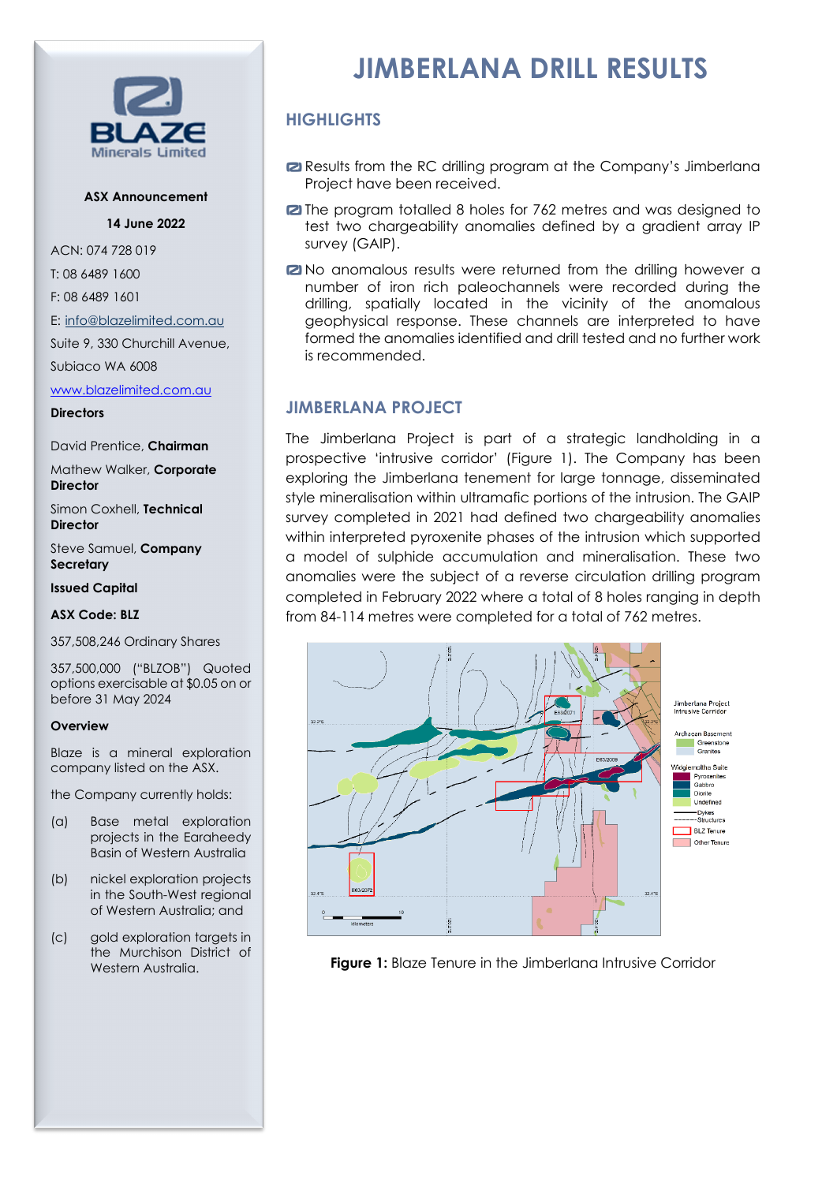# JIMBERLANA DRILL RESULTS

## HIGHLIGHTS

- Results from the RC drilling program at the Company's Jimberlana Project have been received.
- The program totalled 8 holes for 762 metres and was designed to test two chargeability anomalies defined by a gradient array IP survey (GAIP).
- No anomalous results were returned from the drilling however a number of iron rich paleochannels were recorded during the drilling, spatially located in the vicinity of the anomalous geophysical response. These channels are interpreted to have formed the anomalies identified and drill tested and no further work is recommended.

## JIMBERLANA PROJECT

The Jimberlana Project is part of a strategic landholding in a prospective 'intrusive corridor' (Figure 1). The Company has been exploring the Jimberlana tenement for large tonnage, disseminated style mineralisation within ultramafic portions of the intrusion. The GAIP survey completed in 2021 had defined two chargeability anomalies within interpreted pyroxenite phases of the intrusion which supported a model of sulphide accumulation and mineralisation. These two anomalies were the subject of a reverse circulation drilling program completed in February 2022 where a total of 8 holes ranging in depth from 84-114 metres were completed for a total of 762 metres.

**Figure 1:** Blaze Tenure in the Jimberlana Intrusive Corridor

---

**ASX Announcement**

**14 June 2022**

ACN: 074 728 019

T: 08 6489 1600

F: 08 6489 1601

E: info@blazelimited.com.au

Suite 9, 330 Churchill Avenue,

Subiaco WA 6008

www.blazelimited.com.au

**Directors**

David Prentice, **Chairman**

Mathew Walker, **Corporate Director**

Simon Coxhell, **Technical Director**

Steve Samuel, **Company Secretary**

**Issued Capital**

**ASX Code: BLZ**

357,508,246 Ordinary Shares

357,500,000 ("BLZOB") Quoted options exercisable at $0.05 on or before 31 May 2024

**Overview**

Blaze is a mineral exploration company listed on the ASX.

the Company currently holds:

(a) Base metal exploration projects in the Earaheedy Basin of Western Australia

(b) nickel exploration projects in the South-West regional of Western Australia; and

(c) gold exploration targets in the Murchison District of Western Australia.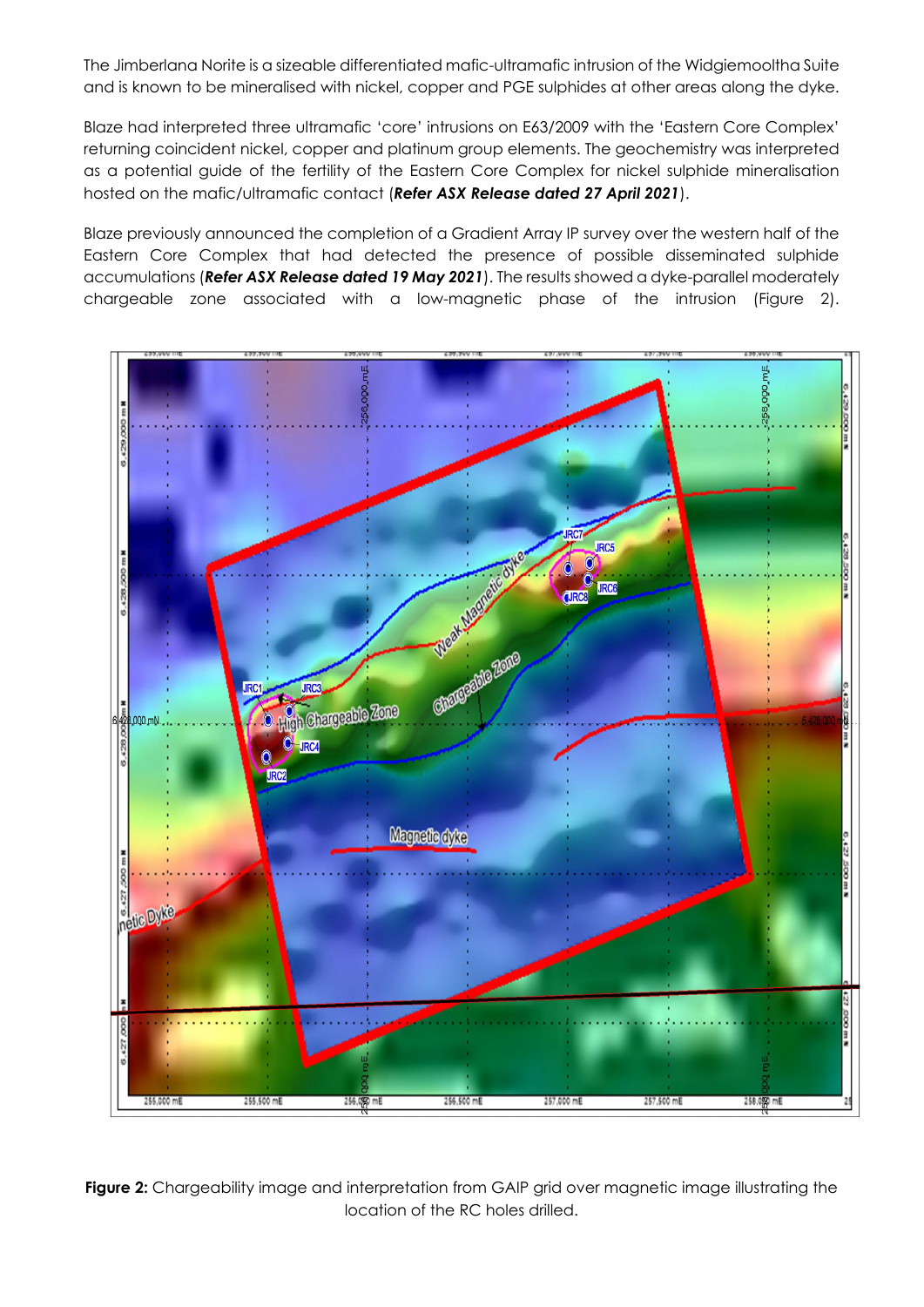The Jimberlana Norite is a sizeable differentiated mafic-ultramafic intrusion of the Widgiemooltha Suite and is known to be mineralised with nickel, copper and PGE sulphides at other areas along the dyke.

Blaze had interpreted three ultramafic 'core' intrusions on E63/2009 with the 'Eastern Core Complex' returning coincident nickel, copper and platinum group elements. The geochemistry was interpreted as a potential guide of the fertility of the Eastern Core Complex for nickel sulphide mineralisation hosted on the mafic/ultramafic contact (***Refer ASX Release dated 27 April 2021***).

Blaze previously announced the completion of a Gradient Array IP survey over the western half of the Eastern Core Complex that had detected the presence of possible disseminated sulphide accumulations (***Refer ASX Release dated 19 May 2021***). The results showed a dyke-parallel moderately chargeable zone associated with a low-magnetic phase of the intrusion (Figure 2).

**Figure 2:** Chargeability image and interpretation from GAIP grid over magnetic image illustrating the location of the RC holes drilled.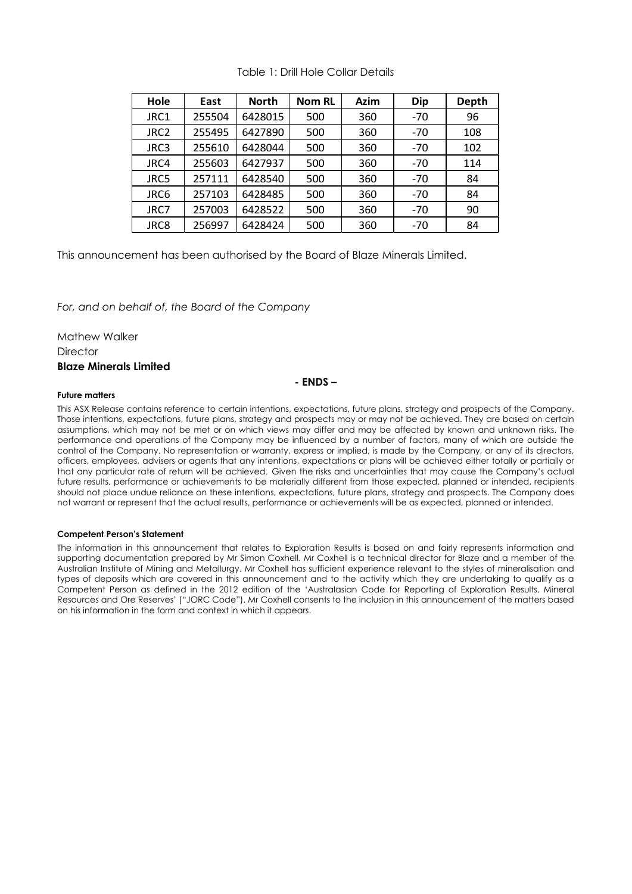Table 1: Drill Hole Collar Details

| Hole | East | North | Nom RL | Azim | Dip | Depth |
|---|---|---|---|---|---|---|
| JRC1 | 255504 | 6428015 | 500 | 360 | -70 | 96 |
| JRC2 | 255495 | 6427890 | 500 | 360 | -70 | 108 |
| JRC3 | 255610 | 6428044 | 500 | 360 | -70 | 102 |
| JRC4 | 255603 | 6427937 | 500 | 360 | -70 | 114 |
| JRC5 | 257111 | 6428540 | 500 | 360 | -70 | 84 |
| JRC6 | 257103 | 6428485 | 500 | 360 | -70 | 84 |
| JRC7 | 257003 | 6428522 | 500 | 360 | -70 | 90 |
| JRC8 | 256997 | 6428424 | 500 | 360 | -70 | 84 |

This announcement has been authorised by the Board of Blaze Minerals Limited.

*For, and on behalf of, the Board of the Company*

Mathew Walker
Director
**Blaze Minerals Limited**

**- ENDS –**

**Future matters**

This ASX Release contains reference to certain intentions, expectations, future plans, strategy and prospects of the Company. Those intentions, expectations, future plans, strategy and prospects may or may not be achieved. They are based on certain assumptions, which may not be met or on which views may differ and may be affected by known and unknown risks. The performance and operations of the Company may be influenced by a number of factors, many of which are outside the control of the Company. No representation or warranty, express or implied, is made by the Company, or any of its directors, officers, employees, advisers or agents that any intentions, expectations or plans will be achieved either totally or partially or that any particular rate of return will be achieved. Given the risks and uncertainties that may cause the Company's actual future results, performance or achievements to be materially different from those expected, planned or intended, recipients should not place undue reliance on these intentions, expectations, future plans, strategy and prospects. The Company does not warrant or represent that the actual results, performance or achievements will be as expected, planned or intended.

**Competent Person's Statement**

The information in this announcement that relates to Exploration Results is based on and fairly represents information and supporting documentation prepared by Mr Simon Coxhell. Mr Coxhell is a technical director for Blaze and a member of the Australian Institute of Mining and Metallurgy. Mr Coxhell has sufficient experience relevant to the styles of mineralisation and types of deposits which are covered in this announcement and to the activity which they are undertaking to qualify as a Competent Person as defined in the 2012 edition of the 'Australasian Code for Reporting of Exploration Results, Mineral Resources and Ore Reserves' ("JORC Code"). Mr Coxhell consents to the inclusion in this announcement of the matters based on his information in the form and context in which it appears.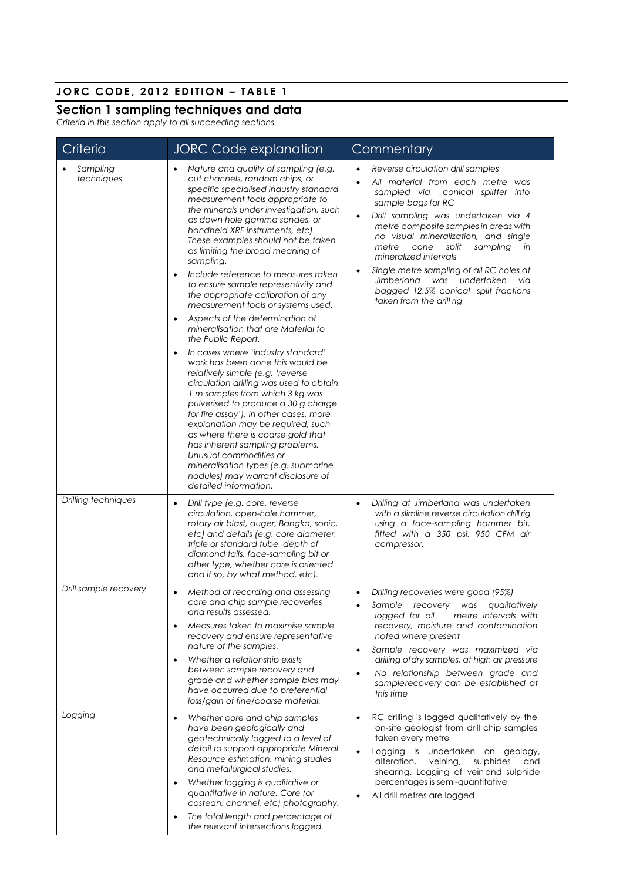## JORC CODE, 2012 EDITION – TABLE 1

## Section 1 sampling techniques and data

*Criteria in this section apply to all succeeding sections.*

| Criteria | JORC Code explanation | Commentary |
|---|---|---|
| • *Sampling techniques* | • *Nature and quality of sampling (e.g. cut channels, random chips, or specific specialised industry standard measurement tools appropriate to the minerals under investigation, such as down hole gamma sondes, or handheld XRF instruments, etc). These examples should not be taken as limiting the broad meaning of sampling.*<br>• *Include reference to measures taken to ensure sample representivity and the appropriate calibration of any measurement tools or systems used.*<br>• *Aspects of the determination of mineralisation that are Material to the Public Report.*<br>• *In cases where 'industry standard' work has been done this would be relatively simple (e.g. 'reverse circulation drilling was used to obtain 1 m samples from which 3 kg was pulverised to produce a 30 g charge for fire assay'). In other cases, more explanation may be required, such as where there is coarse gold that has inherent sampling problems. Unusual commodities or mineralisation types (e.g. submarine nodules) may warrant disclosure of detailed information.* | • *Reverse circulation drill samples*<br>• *All material from each metre was sampled via conical splitter into sample bags for RC*<br>• *Drill sampling was undertaken via 4 metre composite samples in areas with no visual mineralization, and single metre cone split sampling in mineralized intervals*<br>• *Single metre sampling of all RC holes at Jimberlana was undertaken via bagged 12.5% conical split fractions taken from the drill rig* |
| *Drilling techniques* | • *Drill type (e.g. core, reverse circulation, open-hole hammer, rotary air blast, auger, Bangka, sonic, etc) and details (e.g. core diameter, triple or standard tube, depth of diamond tails, face-sampling bit or other type, whether core is oriented and if so, by what method, etc).* | • *Drilling at Jimberlana was undertaken with a slimline reverse circulation drill rig using a face-sampling hammer bit, fitted with a 350 psi, 950 CFM air compressor.* |
| *Drill sample recovery* | • *Method of recording and assessing core and chip sample recoveries and results assessed.*<br>• *Measures taken to maximise sample recovery and ensure representative nature of the samples.*<br>• *Whether a relationship exists between sample recovery and grade and whether sample bias may have occurred due to preferential loss/gain of fine/coarse material.* | • *Drilling recoveries were good (95%)*<br>• *Sample recovery was qualitatively logged for all metre intervals with recovery, moisture and contamination noted where present*<br>• *Sample recovery was maximized via drilling ofdry samples, at high air pressure*<br>• *No relationship between grade and samplerecovery can be established at this time* |
| *Logging* | • *Whether core and chip samples have been geologically and geotechnically logged to a level of detail to support appropriate Mineral Resource estimation, mining studies and metallurgical studies.*<br>• *Whether logging is qualitative or quantitative in nature. Core (or costean, channel, etc) photography.*<br>• *The total length and percentage of the relevant intersections logged.* | • RC drilling is logged qualitatively by the on-site geologist from drill chip samples taken every metre<br>• Logging is undertaken on geology, alteration, veining, sulphides and shearing. Logging of vein and sulphide percentages is semi-quantitative<br>• All drill metres are logged |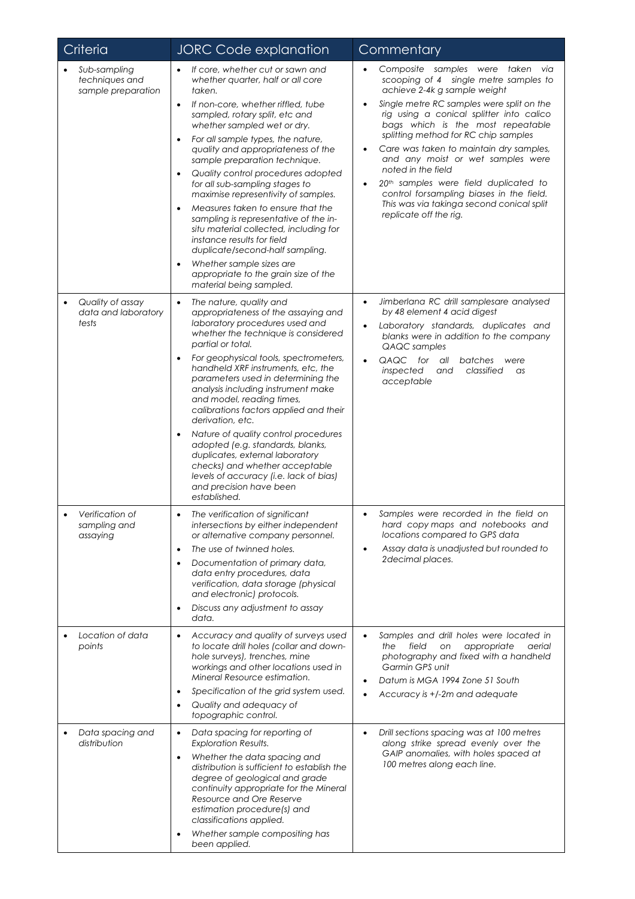| Criteria | JORC Code explanation | Commentary |
|---|---|---|
| • *Sub-sampling techniques and sample preparation* | • *If core, whether cut or sawn and whether quarter, half or all core taken.*<br>• *If non-core, whether riffled, tube sampled, rotary split, etc and whether sampled wet or dry.*<br>• *For all sample types, the nature, quality and appropriateness of the sample preparation technique.*<br>• *Quality control procedures adopted for all sub-sampling stages to maximise representivity of samples.*<br>• *Measures taken to ensure that the sampling is representative of the in-situ material collected, including for instance results for field duplicate/second-half sampling.*<br>• *Whether sample sizes are appropriate to the grain size of the material being sampled.* | • *Composite samples were taken via scooping of 4 single metre samples to achieve 2-4k g sample weight*<br>• *Single metre RC samples were split on the rig using a conical splitter into calico bags which is the most repeatable splitting method for RC chip samples*<br>• *Care was taken to maintain dry samples, and any moist or wet samples were noted in the field*<br>• *20th samples were field duplicated to control forsampling biases in the field. This was via takinga second conical split replicate off the rig.* |
| • *Quality of assay data and laboratory tests* | • *The nature, quality and appropriateness of the assaying and laboratory procedures used and whether the technique is considered partial or total.*<br>• *For geophysical tools, spectrometers, handheld XRF instruments, etc, the parameters used in determining the analysis including instrument make and model, reading times, calibrations factors applied and their derivation, etc.*<br>• *Nature of quality control procedures adopted (e.g. standards, blanks, duplicates, external laboratory checks) and whether acceptable levels of accuracy (i.e. lack of bias) and precision have been established.* | • *Jimberlana RC drill samplesare analysed by 48 element 4 acid digest*<br>• *Laboratory standards, duplicates and blanks were in addition to the company QAQC samples*<br>• *QAQC for all batches were inspected and classified as acceptable* |
| • *Verification of sampling and assaying* | • *The verification of significant intersections by either independent or alternative company personnel.*<br>• *The use of twinned holes.*<br>• *Documentation of primary data, data entry procedures, data verification, data storage (physical and electronic) protocols.*<br>• *Discuss any adjustment to assay data.* | • *Samples were recorded in the field on hard copy maps and notebooks and locations compared to GPS data*<br>• *Assay data is unadjusted but rounded to 2decimal places.* |
| • *Location of data points* | • *Accuracy and quality of surveys used to locate drill holes (collar and down-hole surveys), trenches, mine workings and other locations used in Mineral Resource estimation.*<br>• *Specification of the grid system used.*<br>• *Quality and adequacy of topographic control.* | • *Samples and drill holes were located in the field on appropriate aerial photography and fixed with a handheld Garmin GPS unit*<br>• *Datum is MGA 1994 Zone 51 South*<br>• *Accuracy is +/-2m and adequate* |
| • *Data spacing and distribution* | • *Data spacing for reporting of Exploration Results.*<br>• *Whether the data spacing and distribution is sufficient to establish the degree of geological and grade continuity appropriate for the Mineral Resource and Ore Reserve estimation procedure(s) and classifications applied.*<br>• *Whether sample compositing has been applied.* | • *Drill sections spacing was at 100 metres along strike spread evenly over the GAIP anomalies, with holes spaced at 100 metres along each line.* |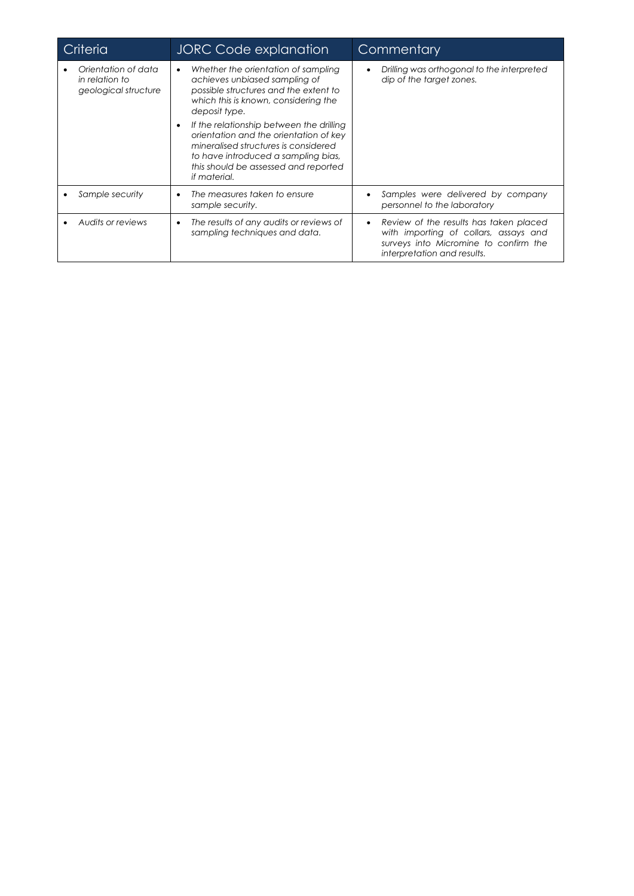| Criteria | JORC Code explanation | Commentary |
|---|---|---|
| • *Orientation of data in relation to geological structure* | • *Whether the orientation of sampling achieves unbiased sampling of possible structures and the extent to which this is known, considering the deposit type.*<br>• *If the relationship between the drilling orientation and the orientation of key mineralised structures is considered to have introduced a sampling bias, this should be assessed and reported if material.* | • *Drilling was orthogonal to the interpreted dip of the target zones.* |
| • *Sample security* | • *The measures taken to ensure sample security.* | • *Samples were delivered by company personnel to the laboratory* |
| • *Audits or reviews* | • *The results of any audits or reviews of sampling techniques and data.* | • *Review of the results has taken placed with importing of collars, assays and surveys into Micromine to confirm the interpretation and results.* |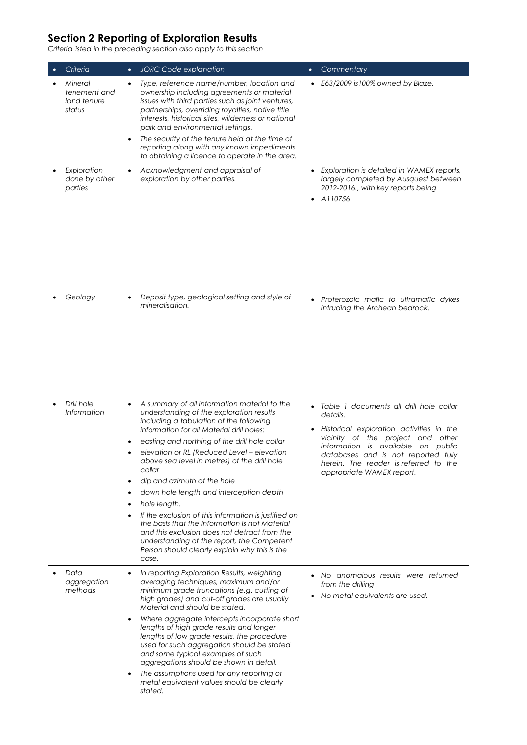## Section 2 Reporting of Exploration Results

*Criteria listed in the preceding section also apply to this section*

| Criteria | JORC Code explanation | Commentary |
|---|---|---|
| Mineral tenement and land tenure status | • *Type, reference name/number, location and ownership including agreements or material issues with third parties such as joint ventures, partnerships, overriding royalties, native title interests, historical sites, wilderness or national park and environmental settings.*<br>• *The security of the tenure held at the time of reporting along with any known impediments to obtaining a licence to operate in the area.* | • *E63/2009 is100% owned by Blaze.* |
| Exploration done by other parties | • *Acknowledgment and appraisal of exploration by other parties.* | • *Exploration is detailed in WAMEX reports, largely completed by Ausquest between 2012-2016., with key reports being*<br>• *A110756* |
| Geology | • *Deposit type, geological setting and style of mineralisation.* | • *Proterozoic mafic to ultramafic dykes intruding the Archean bedrock.* |
| Drill hole Information | • *A summary of all information material to the understanding of the exploration results including a tabulation of the following information for all Material drill holes:*<br>• *easting and northing of the drill hole collar*<br>• *elevation or RL (Reduced Level – elevation above sea level in metres) of the drill hole collar*<br>• *dip and azimuth of the hole*<br>• *down hole length and interception depth*<br>• *hole length.*<br>• *If the exclusion of this information is justified on the basis that the information is not Material and this exclusion does not detract from the understanding of the report, the Competent Person should clearly explain why this is the case.* | • *Table 1 documents all drill hole collar details.*<br>• *Historical exploration activities in the vicinity of the project and other information is available on public databases and is not reported fully herein. The reader is referred to the appropriate WAMEX report.* |
| Data aggregation methods | • *In reporting Exploration Results, weighting averaging techniques, maximum and/or minimum grade truncations (e.g. cutting of high grades) and cut-off grades are usually Material and should be stated.*<br>• *Where aggregate intercepts incorporate short lengths of high grade results and longer lengths of low grade results, the procedure used for such aggregation should be stated and some typical examples of such aggregations should be shown in detail.*<br>• *The assumptions used for any reporting of metal equivalent values should be clearly stated.* | • *No anomalous results were returned from the drilling*<br>• *No metal equivalents are used.* |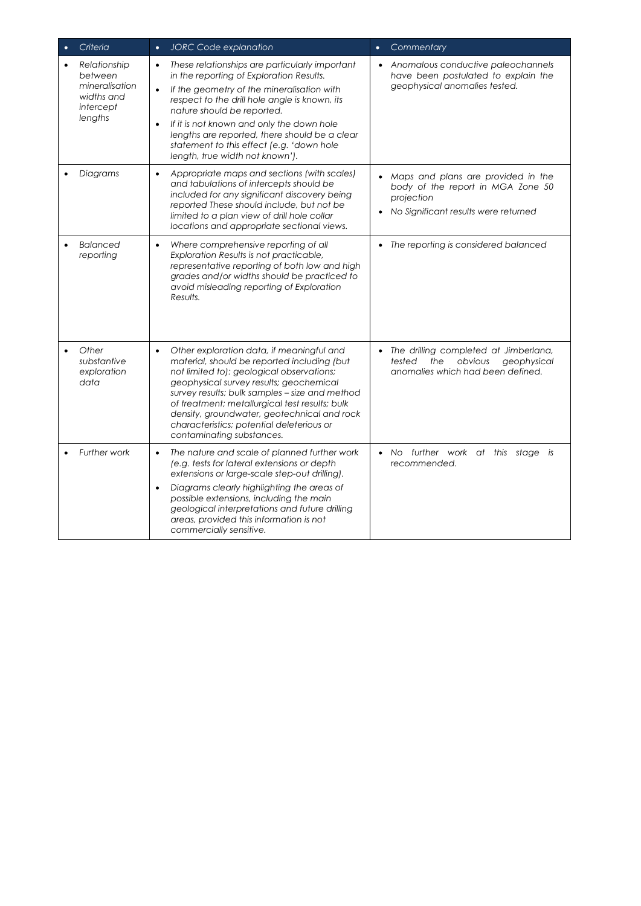| Criteria | JORC Code explanation | Commentary |
|---|---|---|
| *Relationship between mineralisation widths and intercept lengths* | *These relationships are particularly important in the reporting of Exploration Results.*<br>*If the geometry of the mineralisation with respect to the drill hole angle is known, its nature should be reported.*<br>*If it is not known and only the down hole lengths are reported, there should be a clear statement to this effect (e.g. 'down hole length, true width not known').* | *Anomalous conductive paleochannels have been postulated to explain the geophysical anomalies tested.* |
| *Diagrams* | *Appropriate maps and sections (with scales) and tabulations of intercepts should be included for any significant discovery being reported These should include, but not be limited to a plan view of drill hole collar locations and appropriate sectional views.* | *Maps and plans are provided in the body of the report in MGA Zone 50 projection*<br>*No Significant results were returned* |
| *Balanced reporting* | *Where comprehensive reporting of all Exploration Results is not practicable, representative reporting of both low and high grades and/or widths should be practiced to avoid misleading reporting of Exploration Results.* | *The reporting is considered balanced* |
| *Other substantive exploration data* | *Other exploration data, if meaningful and material, should be reported including (but not limited to): geological observations; geophysical survey results; geochemical survey results; bulk samples – size and method of treatment; metallurgical test results; bulk density, groundwater, geotechnical and rock characteristics; potential deleterious or contaminating substances.* | *The drilling completed at Jimberlana, tested the obvious geophysical anomalies which had been defined.* |
| *Further work* | *The nature and scale of planned further work (e.g. tests for lateral extensions or depth extensions or large-scale step-out drilling).*<br>*Diagrams clearly highlighting the areas of possible extensions, including the main geological interpretations and future drilling areas, provided this information is not commercially sensitive.* | *No further work at this stage is recommended.* |